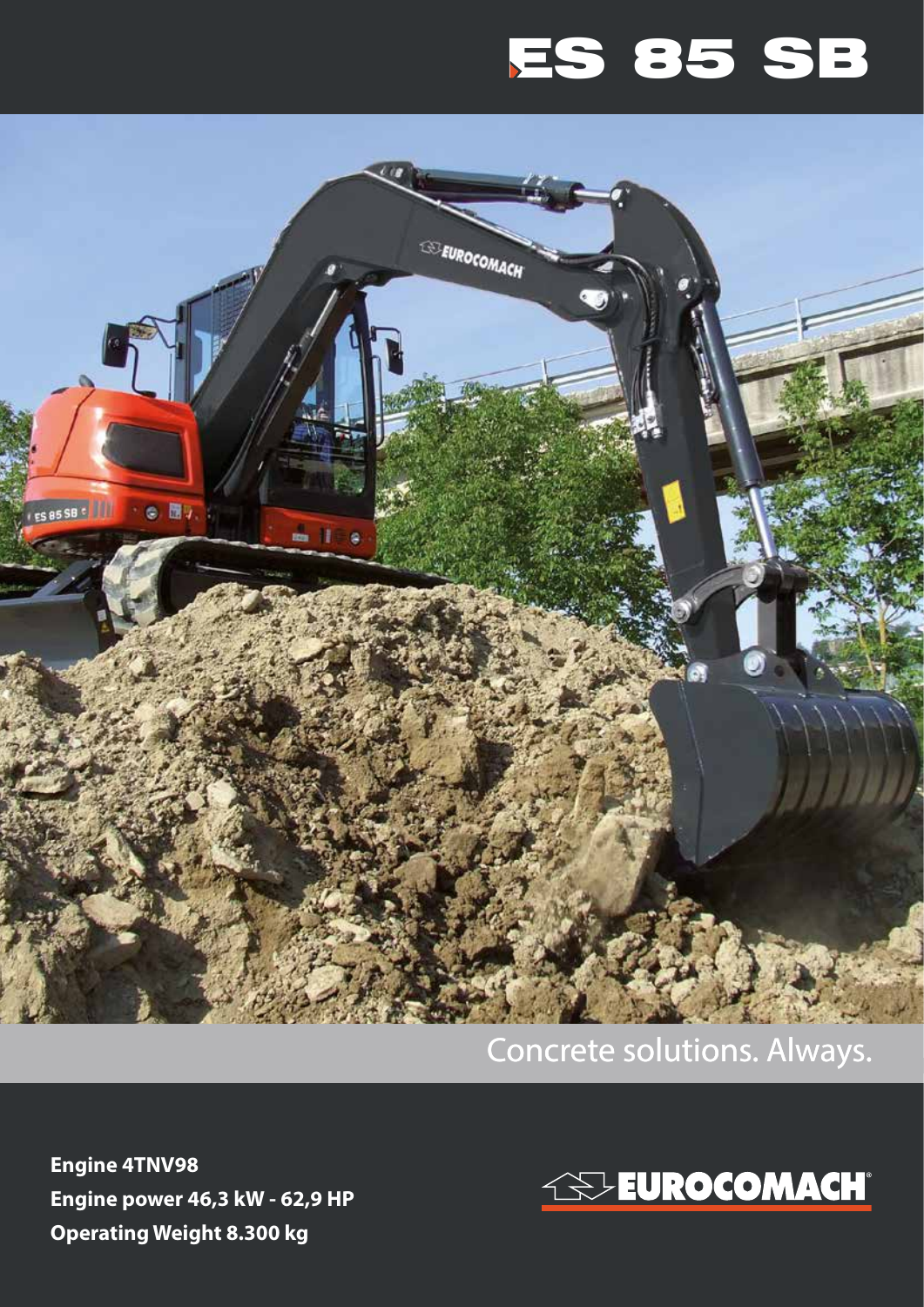# ES 85 SB

Concrete solutions. Always.

**Engine 4TNV98**
**Engine power 46,3 kW - 62,9 HP**
**Operating Weight 8.300 kg**

EUROCOMACH®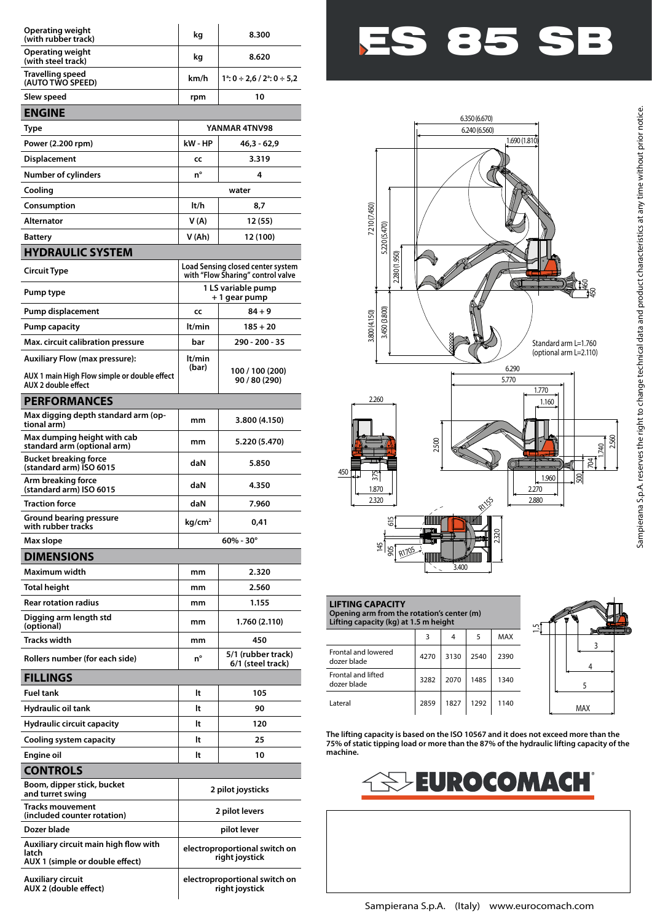# ES 85 SB

| | | |
|---|---|---|
| Operating weight (with rubber track) | kg | 8.300 |
| Operating weight (with steel track) | kg | 8.620 |
| Travelling speed (AUTO TWO SPEED) | km/h | 1ª: 0 ÷ 2,6 / 2ª: 0 ÷ 5,2 |
| Slew speed | rpm | 10 |

## ENGINE

| | | |
|---|---|---|
| Type | | YANMAR 4TNV98 |
| Power (2.200 rpm) | kW - HP | 46,3 - 62,9 |
| Displacement | cc | 3.319 |
| Number of cylinders | n° | 4 |
| Cooling | | water |
| Consumption | lt/h | 8,7 |
| Alternator | V (A) | 12 (55) |
| Battery | V (Ah) | 12 (100) |

## HYDRAULIC SYSTEM

| | | |
|---|---|---|
| Circuit Type | | Load Sensing closed center system with "Flow Sharing" control valve |
| Pump type | | 1 LS variable pump + 1 gear pump |
| Pump displacement | cc | 84 + 9 |
| Pump capacity | lt/min | 185 + 20 |
| Max. circuit calibration pressure | bar | 290 - 200 - 35 |
| Auxiliary Flow (max pressure): AUX 1 main High Flow simple or double effect / AUX 2 double effect | lt/min (bar) | 100 / 100 (200) / 90 / 80 (290) |

## PERFORMANCES

| | | |
|---|---|---|
| Max digging depth standard arm (optional arm) | mm | 3.800 (4.150) |
| Max dumping height with cab standard arm (optional arm) | mm | 5.220 (5.470) |
| Bucket breaking force (standard arm) ISO 6015 | daN | 5.850 |
| Arm breaking force (standard arm) ISO 6015 | daN | 4.350 |
| Traction force | daN | 7.960 |
| Ground bearing pressure with rubber tracks | kg/cm² | 0,41 |
| Max slope | | 60% - 30° |

## DIMENSIONS

| | | |
|---|---|---|
| Maximum width | mm | 2.320 |
| Total height | mm | 2.560 |
| Rear rotation radius | mm | 1.155 |
| Digging arm length std (optional) | mm | 1.760 (2.110) |
| Tracks width | mm | 450 |
| Rollers number (for each side) | n° | 5/1 (rubber track) 6/1 (steel track) |

## FILLINGS

| | | |
|---|---|---|
| Fuel tank | lt | 105 |
| Hydraulic oil tank | lt | 90 |
| Hydraulic circuit capacity | lt | 120 |
| Cooling system capacity | lt | 25 |
| Engine oil | lt | 10 |

## CONTROLS

| | |
|---|---|
| Boom, dipper stick, bucket and turret swing | 2 pilot joysticks |
| Tracks mouvement (included counter rotation) | 2 pilot levers |
| Dozer blade | pilot lever |
| Auxiliary circuit main high flow with latch AUX 1 (simple or double effect) | electroproportional switch on right joystick |
| Auxiliary circuit AUX 2 (double effect) | electroproportional switch on right joystick |

6.350 (6.670)
6.240 (6.560)
1.690 (1.810)
7.210 (7.450)
5.220 (5.470)
2.280 (1.950)
460
450
3.800 (4.150)
3.450 (3.800)
Standard arm L=1.760 (optional arm L=2.110)
6.290
5.770
1.770
1.160
2.260
2.500
1.740
2.560
704
500
450
375
1.870
2.320
1.960
2.270
2.880
R1155
615
145
905
R1705
2.320
3.400

## LIFTING CAPACITY

**Opening arm from the rotation's center (m)**
**Lifting capacity (kg) at 1.5 m height**

| | 3 | 4 | 5 | MAX |
|---|---|---|---|---|
| Frontal and lowered dozer blade | 4270 | 3130 | 2540 | 2390 |
| Frontal and lifted dozer blade | 3282 | 2070 | 1485 | 1340 |
| Lateral | 2859 | 1827 | 1292 | 1140 |

1.5
3
4
5
MAX

**The lifting capacity is based on the ISO 10567 and it does not exceed more than the 75% of static tipping load or more than the 87% of the hydraulic lifting capacity of the machine.**

EUROCOMACH®

Sampierana S.p.A. reserves the right to change technical data and product characteristics at any time without prior notice.

Sampierana S.p.A. (Italy) www.eurocomach.com